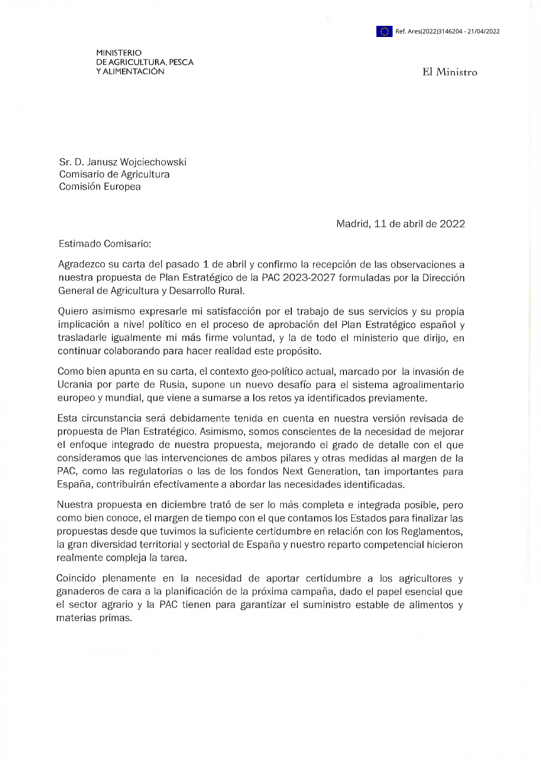Ref. Ares(2022)3146204 - 21/04/2022

MINISTERIO
DE AGRICULTURA, PESCA
Y ALIMENTACIÓN

El Ministro

Sr. D. Janusz Wojciechowski
Comisario de Agricultura
Comisión Europea

Madrid, 11 de abril de 2022

Estimado Comisario:

Agradezco su carta del pasado 1 de abril y confirmo la recepción de las observaciones a nuestra propuesta de Plan Estratégico de la PAC 2023-2027 formuladas por la Dirección General de Agricultura y Desarrollo Rural.

Quiero asimismo expresarle mi satisfacción por el trabajo de sus servicios y su propia implicación a nivel político en el proceso de aprobación del Plan Estratégico español y trasladarle igualmente mi más firme voluntad, y la de todo el ministerio que dirijo, en continuar colaborando para hacer realidad este propósito.

Como bien apunta en su carta, el contexto geo-político actual, marcado por la invasión de Ucrania por parte de Rusia, supone un nuevo desafío para el sistema agroalimentario europeo y mundial, que viene a sumarse a los retos ya identificados previamente.

Esta circunstancia será debidamente tenida en cuenta en nuestra versión revisada de propuesta de Plan Estratégico. Asimismo, somos conscientes de la necesidad de mejorar el enfoque integrado de nuestra propuesta, mejorando el grado de detalle con el que consideramos que las intervenciones de ambos pilares y otras medidas al margen de la PAC, como las regulatorias o las de los fondos Next Generation, tan importantes para España, contribuirán efectivamente a abordar las necesidades identificadas.

Nuestra propuesta en diciembre trató de ser lo más completa e integrada posible, pero como bien conoce, el margen de tiempo con el que contamos los Estados para finalizar las propuestas desde que tuvimos la suficiente certidumbre en relación con los Reglamentos, la gran diversidad territorial y sectorial de España y nuestro reparto competencial hicieron realmente compleja la tarea.

Coincido plenamente en la necesidad de aportar certidumbre a los agricultores y ganaderos de cara a la planificación de la próxima campaña, dado el papel esencial que el sector agrario y la PAC tienen para garantizar el suministro estable de alimentos y materias primas.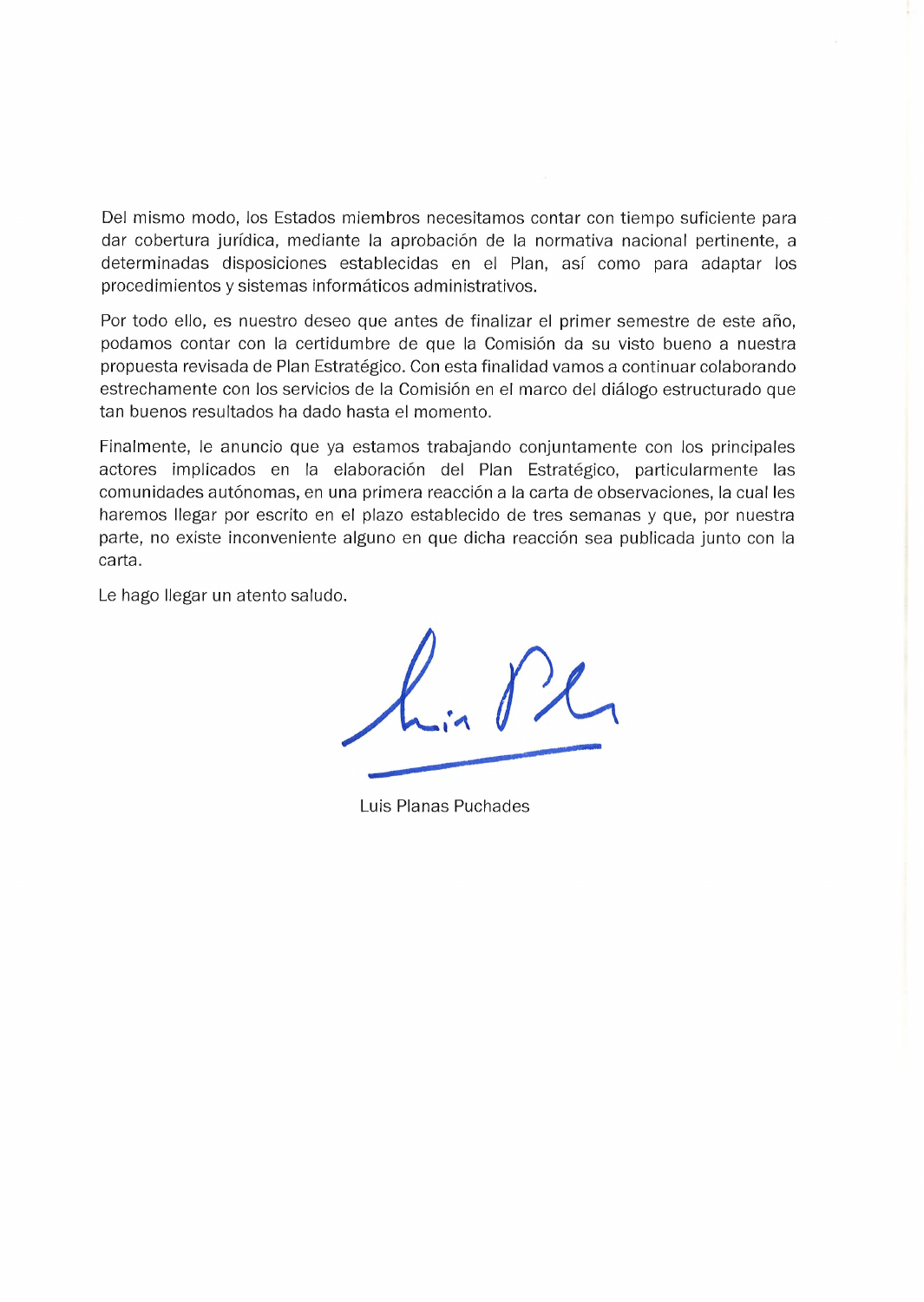Del mismo modo, los Estados miembros necesitamos contar con tiempo suficiente para dar cobertura jurídica, mediante la aprobación de la normativa nacional pertinente, a determinadas disposiciones establecidas en el Plan, así como para adaptar los procedimientos y sistemas informáticos administrativos.

Por todo ello, es nuestro deseo que antes de finalizar el primer semestre de este año, podamos contar con la certidumbre de que la Comisión da su visto bueno a nuestra propuesta revisada de Plan Estratégico. Con esta finalidad vamos a continuar colaborando estrechamente con los servicios de la Comisión en el marco del diálogo estructurado que tan buenos resultados ha dado hasta el momento.

Finalmente, le anuncio que ya estamos trabajando conjuntamente con los principales actores implicados en la elaboración del Plan Estratégico, particularmente las comunidades autónomas, en una primera reacción a la carta de observaciones, la cual les haremos llegar por escrito en el plazo establecido de tres semanas y que, por nuestra parte, no existe inconveniente alguno en que dicha reacción sea publicada junto con la carta.

Le hago llegar un atento saludo.

Luis Planas Puchades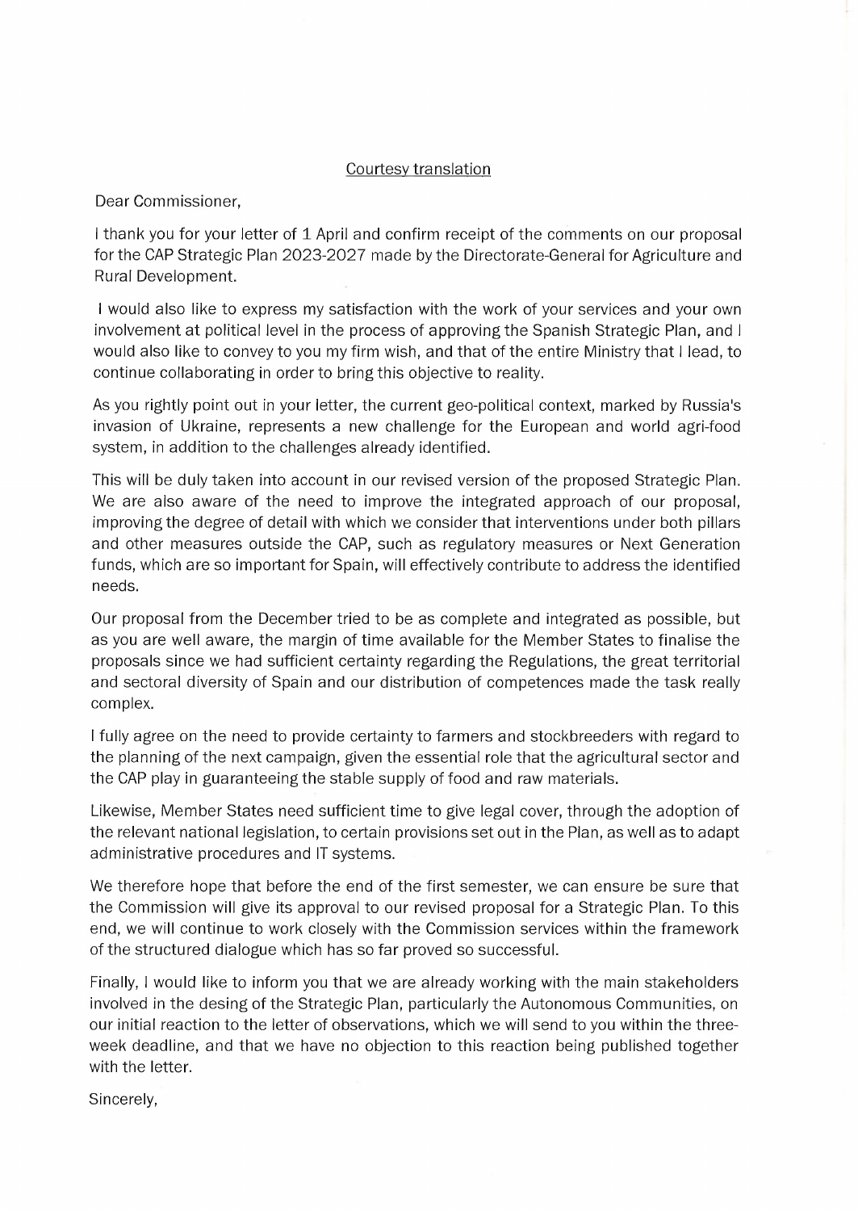Courtesy translation

Dear Commissioner,

I thank you for your letter of 1 April and confirm receipt of the comments on our proposal for the CAP Strategic Plan 2023-2027 made by the Directorate-General for Agriculture and Rural Development.

I would also like to express my satisfaction with the work of your services and your own involvement at political level in the process of approving the Spanish Strategic Plan, and I would also like to convey to you my firm wish, and that of the entire Ministry that I lead, to continue collaborating in order to bring this objective to reality.

As you rightly point out in your letter, the current geo-political context, marked by Russia's invasion of Ukraine, represents a new challenge for the European and world agri-food system, in addition to the challenges already identified.

This will be duly taken into account in our revised version of the proposed Strategic Plan. We are also aware of the need to improve the integrated approach of our proposal, improving the degree of detail with which we consider that interventions under both pillars and other measures outside the CAP, such as regulatory measures or Next Generation funds, which are so important for Spain, will effectively contribute to address the identified needs.

Our proposal from the December tried to be as complete and integrated as possible, but as you are well aware, the margin of time available for the Member States to finalise the proposals since we had sufficient certainty regarding the Regulations, the great territorial and sectoral diversity of Spain and our distribution of competences made the task really complex.

I fully agree on the need to provide certainty to farmers and stockbreeders with regard to the planning of the next campaign, given the essential role that the agricultural sector and the CAP play in guaranteeing the stable supply of food and raw materials.

Likewise, Member States need sufficient time to give legal cover, through the adoption of the relevant national legislation, to certain provisions set out in the Plan, as well as to adapt administrative procedures and IT systems.

We therefore hope that before the end of the first semester, we can ensure be sure that the Commission will give its approval to our revised proposal for a Strategic Plan. To this end, we will continue to work closely with the Commission services within the framework of the structured dialogue which has so far proved so successful.

Finally, I would like to inform you that we are already working with the main stakeholders involved in the desing of the Strategic Plan, particularly the Autonomous Communities, on our initial reaction to the letter of observations, which we will send to you within the three-week deadline, and that we have no objection to this reaction being published together with the letter.

Sincerely,